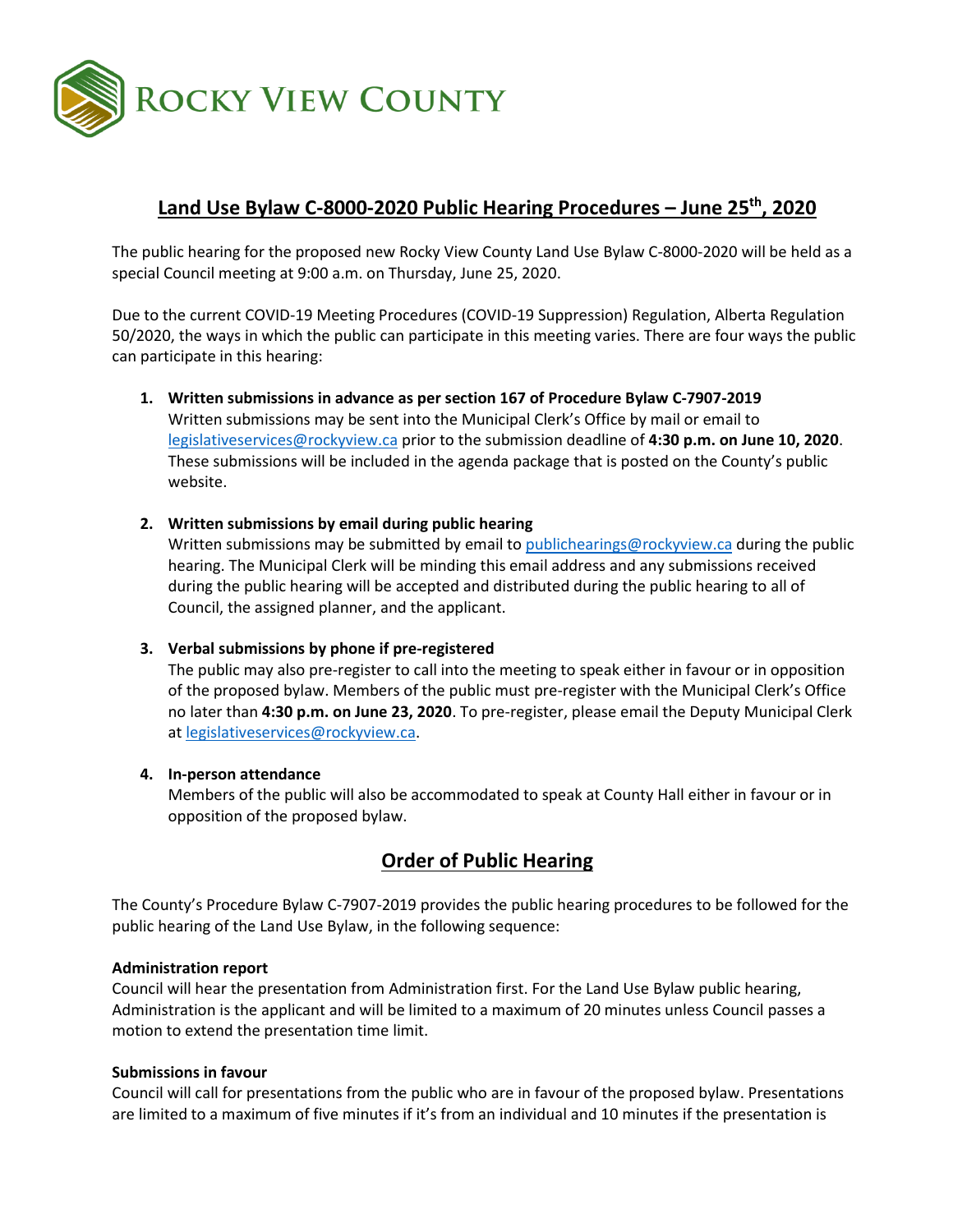Rocky View County

# Land Use Bylaw C-8000-2020 Public Hearing Procedures – June 25th, 2020

The public hearing for the proposed new Rocky View County Land Use Bylaw C-8000-2020 will be held as a special Council meeting at 9:00 a.m. on Thursday, June 25, 2020.

Due to the current COVID-19 Meeting Procedures (COVID-19 Suppression) Regulation, Alberta Regulation 50/2020, the ways in which the public can participate in this meeting varies. There are four ways the public can participate in this hearing:

1. **Written submissions in advance as per section 167 of Procedure Bylaw C-7907-2019**
   Written submissions may be sent into the Municipal Clerk's Office by mail or email to legislativeservices@rockyview.ca prior to the submission deadline of **4:30 p.m. on June 10, 2020**. These submissions will be included in the agenda package that is posted on the County's public website.

2. **Written submissions by email during public hearing**
   Written submissions may be submitted by email to publichearings@rockyview.ca during the public hearing. The Municipal Clerk will be minding this email address and any submissions received during the public hearing will be accepted and distributed during the public hearing to all of Council, the assigned planner, and the applicant.

3. **Verbal submissions by phone if pre-registered**
   The public may also pre-register to call into the meeting to speak either in favour or in opposition of the proposed bylaw. Members of the public must pre-register with the Municipal Clerk's Office no later than **4:30 p.m. on June 23, 2020**. To pre-register, please email the Deputy Municipal Clerk at legislativeservices@rockyview.ca.

4. **In-person attendance**
   Members of the public will also be accommodated to speak at County Hall either in favour or in opposition of the proposed bylaw.

## Order of Public Hearing

The County's Procedure Bylaw C-7907-2019 provides the public hearing procedures to be followed for the public hearing of the Land Use Bylaw, in the following sequence:

**Administration report**
Council will hear the presentation from Administration first. For the Land Use Bylaw public hearing, Administration is the applicant and will be limited to a maximum of 20 minutes unless Council passes a motion to extend the presentation time limit.

**Submissions in favour**
Council will call for presentations from the public who are in favour of the proposed bylaw. Presentations are limited to a maximum of five minutes if it's from an individual and 10 minutes if the presentation is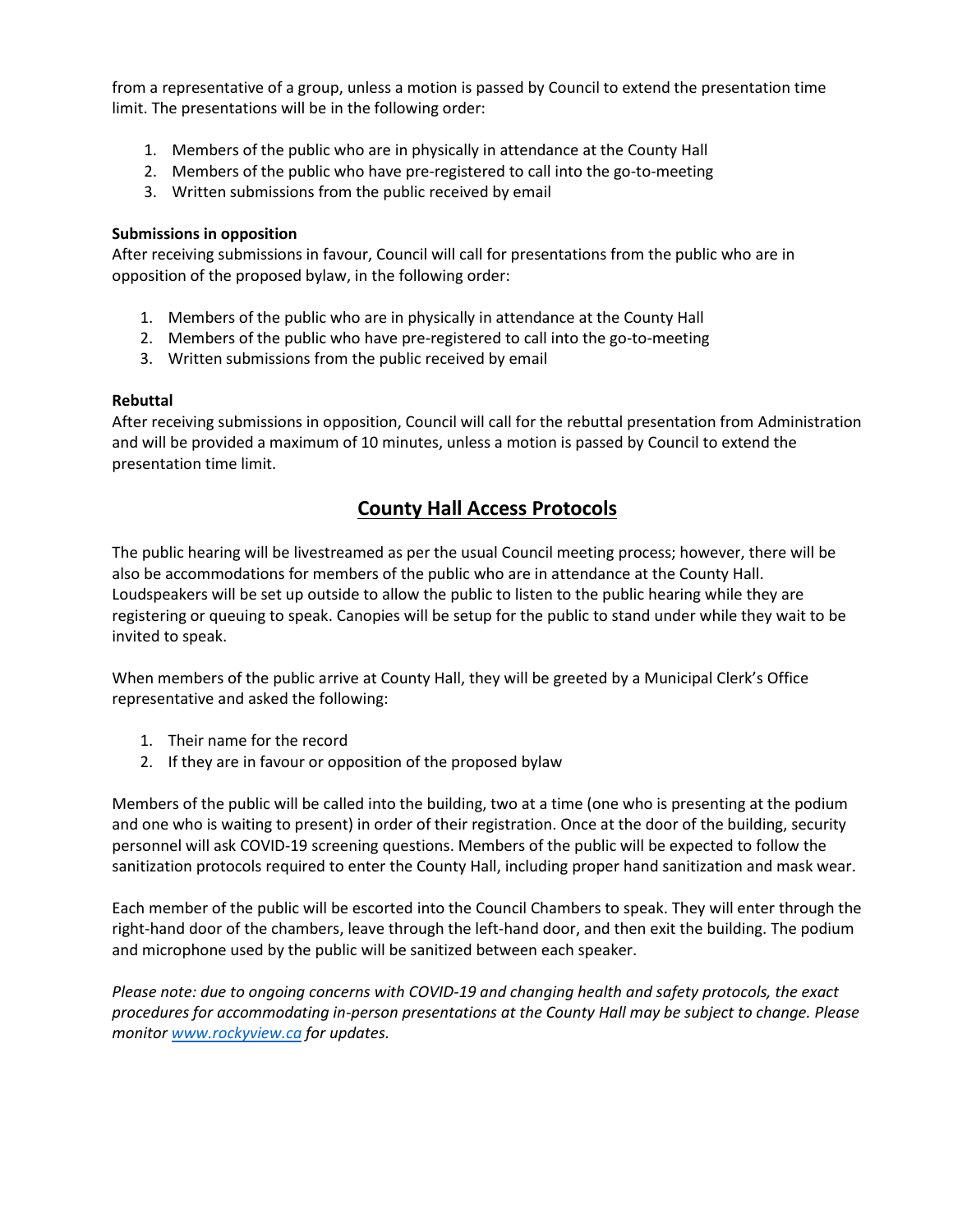from a representative of a group, unless a motion is passed by Council to extend the presentation time limit. The presentations will be in the following order:

1. Members of the public who are in physically in attendance at the County Hall
2. Members of the public who have pre-registered to call into the go-to-meeting
3. Written submissions from the public received by email

**Submissions in opposition**
After receiving submissions in favour, Council will call for presentations from the public who are in opposition of the proposed bylaw, in the following order:

1. Members of the public who are in physically in attendance at the County Hall
2. Members of the public who have pre-registered to call into the go-to-meeting
3. Written submissions from the public received by email

**Rebuttal**
After receiving submissions in opposition, Council will call for the rebuttal presentation from Administration and will be provided a maximum of 10 minutes, unless a motion is passed by Council to extend the presentation time limit.

## County Hall Access Protocols

The public hearing will be livestreamed as per the usual Council meeting process; however, there will be also be accommodations for members of the public who are in attendance at the County Hall. Loudspeakers will be set up outside to allow the public to listen to the public hearing while they are registering or queuing to speak. Canopies will be setup for the public to stand under while they wait to be invited to speak.

When members of the public arrive at County Hall, they will be greeted by a Municipal Clerk's Office representative and asked the following:

1. Their name for the record
2. If they are in favour or opposition of the proposed bylaw

Members of the public will be called into the building, two at a time (one who is presenting at the podium and one who is waiting to present) in order of their registration. Once at the door of the building, security personnel will ask COVID-19 screening questions. Members of the public will be expected to follow the sanitization protocols required to enter the County Hall, including proper hand sanitization and mask wear.

Each member of the public will be escorted into the Council Chambers to speak. They will enter through the right-hand door of the chambers, leave through the left-hand door, and then exit the building. The podium and microphone used by the public will be sanitized between each speaker.

*Please note: due to ongoing concerns with COVID-19 and changing health and safety protocols, the exact procedures for accommodating in-person presentations at the County Hall may be subject to change. Please monitor [www.rockyview.ca](http://www.rockyview.ca) for updates.*